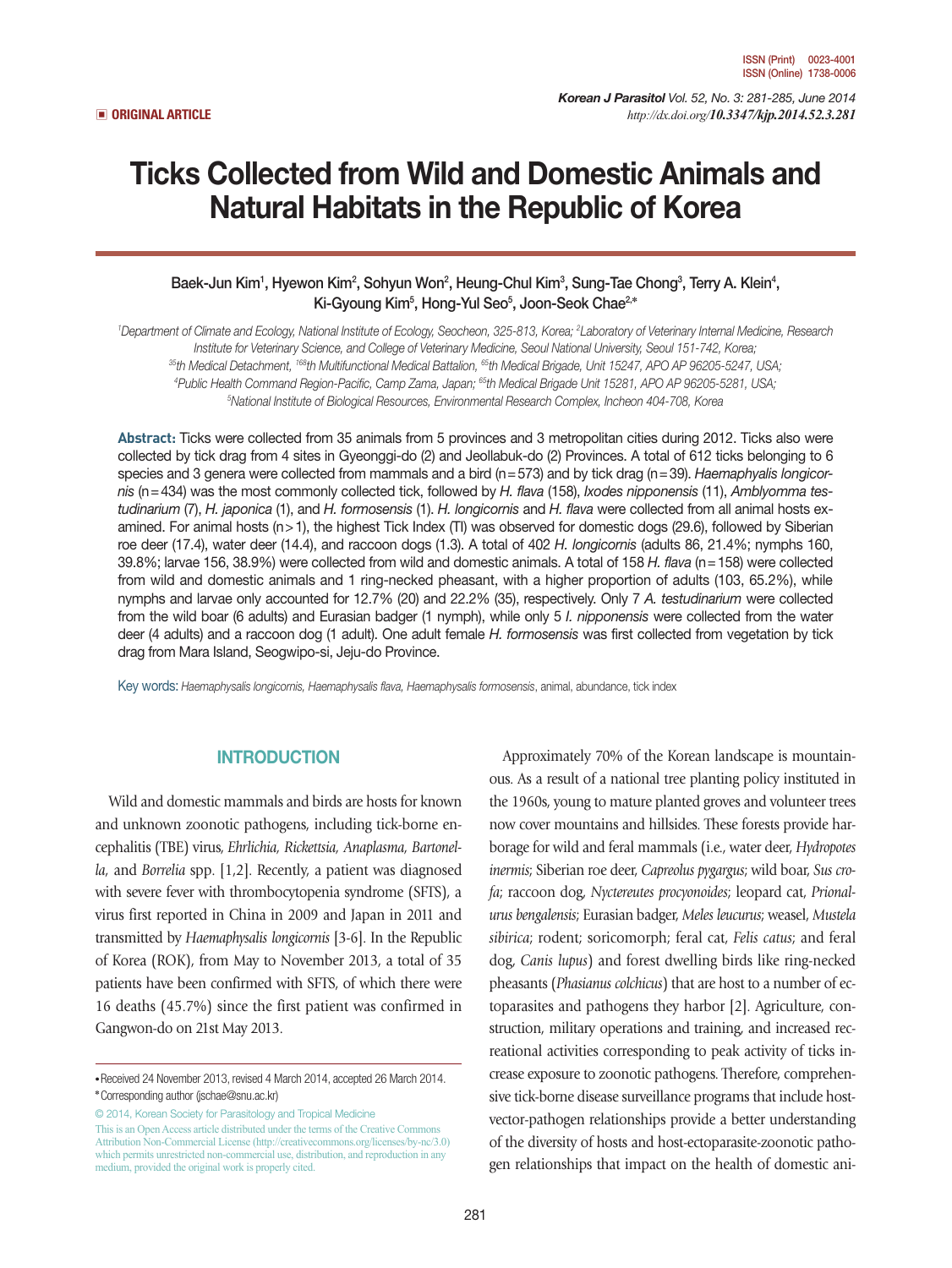**ORIGINAL ARTICLE**

# Ticks Collected from Wild and Domestic Animals and Natural Habitats in the Republic of Korea

Baek-Jun Kim[1], Hyewon Kim[2], Sohyun Won[2], Heung-Chul Kim[3], Sung-Tae Chong[3], Terry A. Klein[4], Ki-Gyoung Kim[5], Hong-Yul Seo[5], Joon-Seok Chae[2,*]

[1]*Department of Climate and Ecology, National Institute of Ecology, Seocheon, 325-813, Korea;* [2]*Laboratory of Veterinary Internal Medicine, Research Institute for Veterinary Science, and College of Veterinary Medicine, Seoul National University, Seoul 151-742, Korea;* [3]*5th Medical Detachment, 168th Multifunctional Medical Battalion, 65th Medical Brigade, Unit 15247, APO AP 96205-5247, USA;* [4]*Public Health Command Region-Pacific, Camp Zama, Japan; 65th Medical Brigade Unit 15281, APO AP 96205-5281, USA;* [5]*National Institute of Biological Resources, Environmental Research Complex, Incheon 404-708, Korea*

**Abstract:** Ticks were collected from 35 animals from 5 provinces and 3 metropolitan cities during 2012. Ticks also were collected by tick drag from 4 sites in Gyeonggi-do (2) and Jeollabuk-do (2) Provinces. A total of 612 ticks belonging to 6 species and 3 genera were collected from mammals and a bird (n=573) and by tick drag (n=39). *Haemaphyalis longicornis* (n=434) was the most commonly collected tick, followed by *H. flava* (158), *Ixodes nipponensis* (11), *Amblyomma testudinarium* (7), *H. japonica* (1), and *H. formosensis* (1). *H. longicornis* and *H. flava* were collected from all animal hosts examined. For animal hosts (n>1), the highest Tick Index (TI) was observed for domestic dogs (29.6), followed by Siberian roe deer (17.4), water deer (14.4), and raccoon dogs (1.3). A total of 402 *H. longicornis* (adults 86, 21.4%; nymphs 160, 39.8%; larvae 156, 38.9%) were collected from wild and domestic animals. A total of 158 *H. flava* (n=158) were collected from wild and domestic animals and 1 ring-necked pheasant, with a higher proportion of adults (103, 65.2%), while nymphs and larvae only accounted for 12.7% (20) and 22.2% (35), respectively. Only 7 *A. testudinarium* were collected from the wild boar (6 adults) and Eurasian badger (1 nymph), while only 5 *I. nipponensis* were collected from the water deer (4 adults) and a raccoon dog (1 adult). One adult female *H. formosensis* was first collected from vegetation by tick drag from Mara Island, Seogwipo-si, Jeju-do Province.

Key words: *Haemaphysalis longicornis*, *Haemaphysalis flava*, *Haemaphysalis formosensis*, animal, abundance, tick index

## INTRODUCTION

Wild and domestic mammals and birds are hosts for known and unknown zoonotic pathogens, including tick-borne encephalitis (TBE) virus, *Ehrlichia*, *Rickettsia*, *Anaplasma*, *Bartonella*, and *Borrelia* spp. [1,2]. Recently, a patient was diagnosed with severe fever with thrombocytopenia syndrome (SFTS), a virus first reported in China in 2009 and Japan in 2011 and transmitted by *Haemaphysalis longicornis* [3-6]. In the Republic of Korea (ROK), from May to November 2013, a total of 35 patients have been confirmed with SFTS, of which there were 16 deaths (45.7%) since the first patient was confirmed in Gangwon-do on 21st May 2013.

Approximately 70% of the Korean landscape is mountainous. As a result of a national tree planting policy instituted in the 1960s, young to mature planted groves and volunteer trees now cover mountains and hillsides. These forests provide harborage for wild and feral mammals (i.e., water deer, *Hydropotes inermis*; Siberian roe deer, *Capreolus pygargus*; wild boar, *Sus crofa*; raccoon dog, *Nyctereutes procyonoides*; leopard cat, *Prionalurus bengalensis*; Eurasian badger, *Meles leucurus*; weasel, *Mustela sibirica*; rodent; soricomorph; feral cat, *Felis catus*; and feral dog, *Canis lupus*) and forest dwelling birds like ring-necked pheasants (*Phasianus colchicus*) that are host to a number of ectoparasites and pathogens they harbor [2]. Agriculture, construction, military operations and training, and increased recreational activities corresponding to peak activity of ticks increase exposure to zoonotic pathogens. Therefore, comprehensive tick-borne disease surveillance programs that include host-vector-pathogen relationships provide a better understanding of the diversity of hosts and host-ectoparasite-zoonotic pathogen relationships that impact on the health of domestic ani-

- Received 24 November 2013, revised 4 March 2014, accepted 26 March 2014.
- \* Corresponding author (jschae@snu.ac.kr)

© 2014, Korean Society for Parasitology and Tropical Medicine
This is an Open Access article distributed under the terms of the Creative Commons Attribution Non-Commercial License (http://creativecommons.org/licenses/by-nc/3.0) which permits unrestricted non-commercial use, distribution, and reproduction in any medium, provided the original work is properly cited.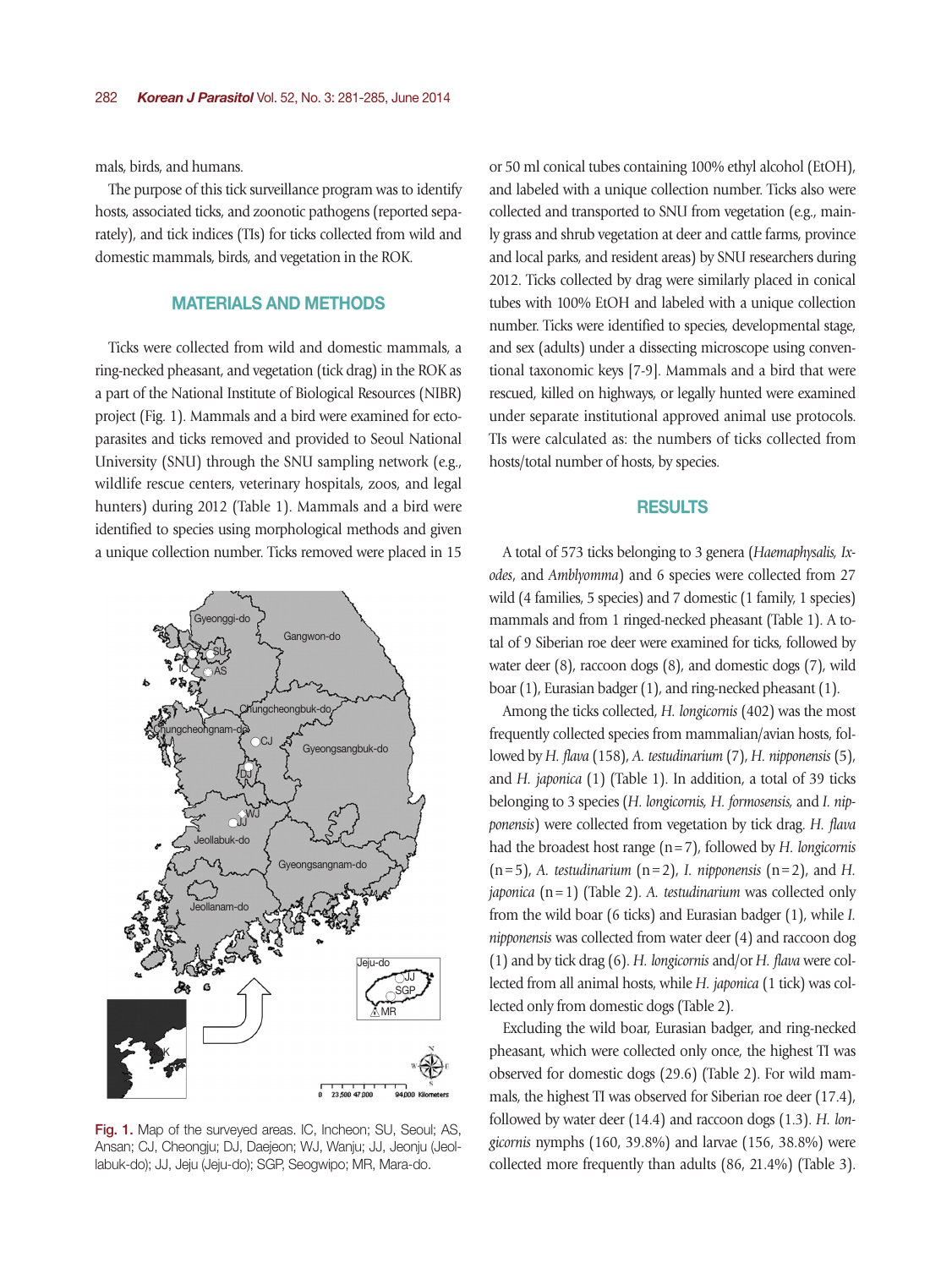mals, birds, and humans.

The purpose of this tick surveillance program was to identify hosts, associated ticks, and zoonotic pathogens (reported separately), and tick indices (TIs) for ticks collected from wild and domestic mammals, birds, and vegetation in the ROK.

## MATERIALS AND METHODS

Ticks were collected from wild and domestic mammals, a ring-necked pheasant, and vegetation (tick drag) in the ROK as a part of the National Institute of Biological Resources (NIBR) project (Fig. 1). Mammals and a bird were examined for ectoparasites and ticks removed and provided to Seoul National University (SNU) through the SNU sampling network (e.g., wildlife rescue centers, veterinary hospitals, zoos, and legal hunters) during 2012 (Table 1). Mammals and a bird were identified to species using morphological methods and given a unique collection number. Ticks removed were placed in 15 or 50 ml conical tubes containing 100% ethyl alcohol (EtOH), and labeled with a unique collection number. Ticks also were collected and transported to SNU from vegetation (e.g., mainly grass and shrub vegetation at deer and cattle farms, province and local parks, and resident areas) by SNU researchers during 2012. Ticks collected by drag were similarly placed in conical tubes with 100% EtOH and labeled with a unique collection number. Ticks were identified to species, developmental stage, and sex (adults) under a dissecting microscope using conventional taxonomic keys [7-9]. Mammals and a bird that were rescued, killed on highways, or legally hunted were examined under separate institutional approved animal use protocols. TIs were calculated as: the numbers of ticks collected from hosts/total number of hosts, by species.

Fig. 1. Map of the surveyed areas. IC, Incheon; SU, Seoul; AS, Ansan; CJ, Cheongju; DJ, Daejeon; WJ, Wanju; JJ, Jeonju (Jeollabuk-do); JJ, Jeju (Jeju-do); SGP, Seogwipo; MR, Mara-do.

## RESULTS

A total of 573 ticks belonging to 3 genera (*Haemaphysalis, Ixodes*, and *Amblyomma*) and 6 species were collected from 27 wild (4 families, 5 species) and 7 domestic (1 family, 1 species) mammals and from 1 ringed-necked pheasant (Table 1). A total of 9 Siberian roe deer were examined for ticks, followed by water deer (8), raccoon dogs (8), and domestic dogs (7), wild boar (1), Eurasian badger (1), and ring-necked pheasant (1).

Among the ticks collected, *H. longicornis* (402) was the most frequently collected species from mammalian/avian hosts, followed by *H. flava* (158), *A. testudinarium* (7), *H. nipponensis* (5), and *H. japonica* (1) (Table 1). In addition, a total of 39 ticks belonging to 3 species (*H. longicornis, H. formosensis,* and *I. nipponensis*) were collected from vegetation by tick drag. *H. flava* had the broadest host range (n=7), followed by *H. longicornis* (n=5), *A. testudinarium* (n=2), *I. nipponensis* (n=2), and *H. japonica* (n=1) (Table 2). *A. testudinarium* was collected only from the wild boar (6 ticks) and Eurasian badger (1), while *I. nipponensis* was collected from water deer (4) and raccoon dog (1) and by tick drag (6). *H. longicornis* and/or *H. flava* were collected from all animal hosts, while *H. japonica* (1 tick) was collected only from domestic dogs (Table 2).

Excluding the wild boar, Eurasian badger, and ring-necked pheasant, which were collected only once, the highest TI was observed for domestic dogs (29.6) (Table 2). For wild mammals, the highest TI was observed for Siberian roe deer (17.4), followed by water deer (14.4) and raccoon dogs (1.3). *H. longicornis* nymphs (160, 39.8%) and larvae (156, 38.8%) were collected more frequently than adults (86, 21.4%) (Table 3).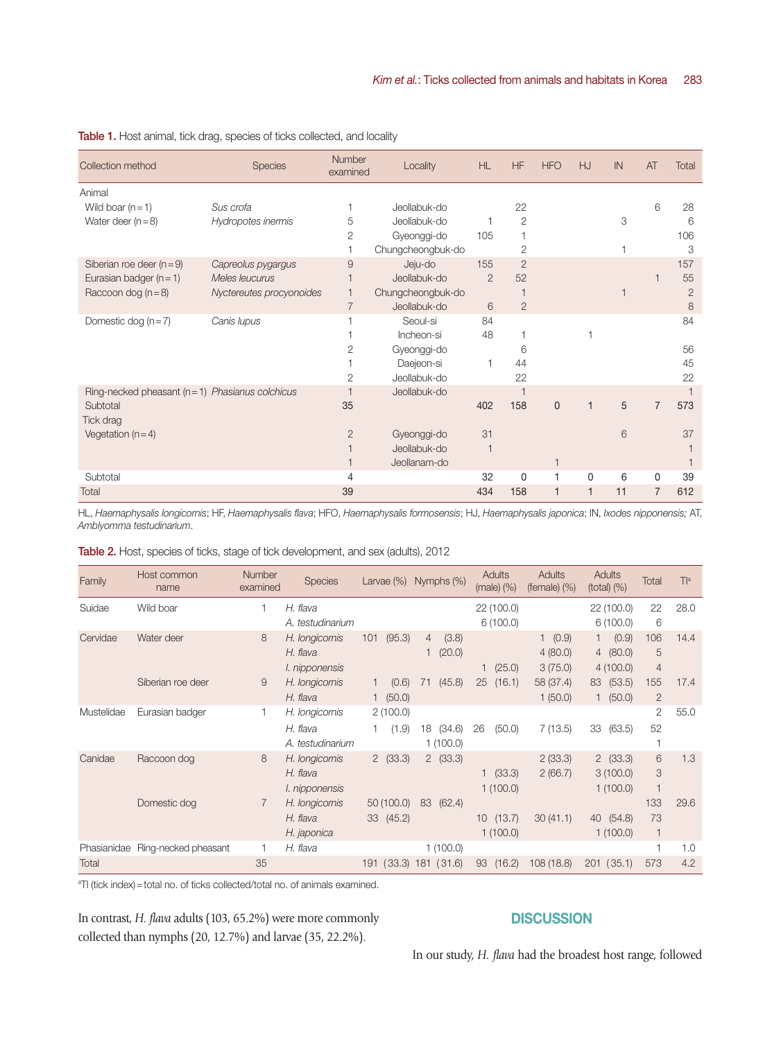**Table 1.** Host animal, tick drag, species of ticks collected, and locality

| Collection method | Species | Number examined | Locality | HL | HF | HFO | HJ | IN | AT | Total |
|---|---|---|---|---|---|---|---|---|---|---|
| Animal | | | | | | | | | | |
| Wild boar (n = 1) | *Sus crofa* | 1 | Jeollabuk-do | | 22 | | | | 6 | 28 |
| Water deer (n = 8) | *Hydropotes inermis* | 5 | Jeollabuk-do | 1 | 2 | | | 3 | | 6 |
| | | 2 | Gyeonggi-do | 105 | 1 | | | | | 106 |
| | | 1 | Chungcheongbuk-do | | 2 | | | 1 | | 3 |
| Siberian roe deer (n = 9) | *Capreolus pygargus* | 9 | Jeju-do | 155 | 2 | | | | | 157 |
| Eurasian badger (n = 1) | *Meles leucurus* | 1 | Jeollabuk-do | 2 | 52 | | | | 1 | 55 |
| Raccoon dog (n = 8) | *Nyctereutes procyonoides* | 1 | Chungcheongbuk-do | | 1 | | | 1 | | 2 |
| | | 7 | Jeollabuk-do | 6 | 2 | | | | | 8 |
| Domestic dog (n = 7) | *Canis lupus* | 1 | Seoul-si | 84 | | | | | | 84 |
| | | 1 | Incheon-si | 48 | 1 | | 1 | | | |
| | | 2 | Gyeonggi-do | | 6 | | | | | 56 |
| | | 1 | Daejeon-si | 1 | 44 | | | | | 45 |
| | | 2 | Jeollabuk-do | | 22 | | | | | 22 |
| Ring-necked pheasant (n = 1) | *Phasianus colchicus* | 1 | Jeollabuk-do | | 1 | | | | | 1 |
| Subtotal | | 35 | | 402 | 158 | 0 | 1 | 5 | 7 | 573 |
| Tick drag | | | | | | | | | | |
| Vegetation (n = 4) | | 2 | Gyeonggi-do | 31 | | | | 6 | | 37 |
| | | 1 | Jeollabuk-do | 1 | | | | | | 1 |
| | | 1 | Jeollanam-do | | | 1 | | | | 1 |
| Subtotal | | 4 | | 32 | 0 | 1 | 0 | 6 | 0 | 39 |
| Total | | 39 | | 434 | 158 | 1 | 1 | 11 | 7 | 612 |

HL, *Haemaphysalis longicornis*; HF, *Haemaphysalis flava*; HFO, *Haemaphysalis formosensis*; HJ, *Haemaphysalis japonica*; IN, *Ixodes nipponensis;* AT, *Amblyomma testudinarium*.

**Table 2.** Host, species of ticks, stage of tick development, and sex (adults), 2012

| Family | Host common name | Number examined | Species | Larvae (%) | Nymphs (%) | Adults (male) (%) | Adults (female) (%) | Adults (total) (%) | Total | TI[a] |
|---|---|---|---|---|---|---|---|---|---|---|
| Suidae | Wild boar | 1 | *H. flava* | | | 22 (100.0) | | 22 (100.0) | 22 | 28.0 |
| | | | *A. testudinarium* | | | 6 (100.0) | | 6 (100.0) | 6 | |
| Cervidae | Water deer | 8 | *H. longicornis* | 101 (95.3) | 4 (3.8) | | 1 (0.9) | 1 (0.9) | 106 | 14.4 |
| | | | *H. flava* | | 1 (20.0) | | 4 (80.0) | 4 (80.0) | 5 | |
| | | | *I. nipponensis* | | | 1 (25.0) | 3 (75.0) | 4 (100.0) | 4 | |
| | Siberian roe deer | 9 | *H. longicornis* | 1 (0.6) | 71 (45.8) | 25 (16.1) | 58 (37.4) | 83 (53.5) | 155 | 17.4 |
| | | | *H. flava* | 1 (50.0) | | | 1 (50.0) | 1 (50.0) | 2 | |
| Mustelidae | Eurasian badger | 1 | *H. longicornis* | 2 (100.0) | | | | | 2 | 55.0 |
| | | | *H. flava* | 1 (1.9) | 18 (34.6) | 26 (50.0) | 7 (13.5) | 33 (63.5) | 52 | |
| | | | *A. testudinarium* | | 1 (100.0) | | | | 1 | |
| Canidae | Raccoon dog | 8 | *H. longicornis* | 2 (33.3) | 2 (33.3) | | 2 (33.3) | 2 (33.3) | 6 | 1.3 |
| | | | *H. flava* | | | 1 (33.3) | 2 (66.7) | 3 (100.0) | 3 | |
| | | | *I. nipponensis* | | | 1 (100.0) | | 1 (100.0) | 1 | |
| | Domestic dog | 7 | *H. longicornis* | 50 (100.0) | 83 (62.4) | | | | 133 | 29.6 |
| | | | *H. flava* | 33 (45.2) | | 10 (13.7) | 30 (41.1) | 40 (54.8) | 73 | |
| | | | *H. japonica* | | | 1 (100.0) | | 1 (100.0) | 1 | |
| Phasianidae | Ring-necked pheasant | 1 | *H. flava* | | 1 (100.0) | | | | 1 | 1.0 |
| Total | | 35 | | 191 (33.3) | 181 (31.6) | 93 (16.2) | 108 (18.8) | 201 (35.1) | 573 | 4.2 |

[a]TI (tick index) = total no. of ticks collected/total no. of animals examined.

In contrast, *H. flava* adults (103, 65.2%) were more commonly collected than nymphs (20, 12.7%) and larvae (35, 22.2%).

## DISCUSSION

In our study, *H. flava* had the broadest host range, followed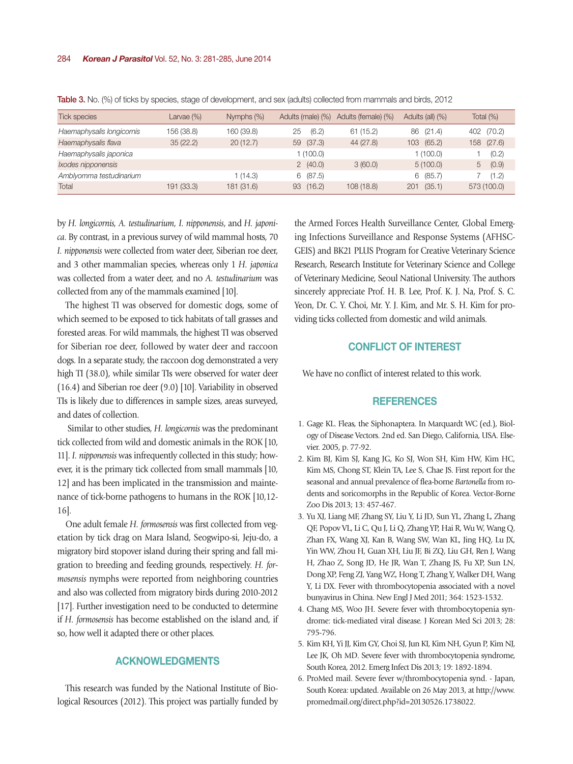**Table 3.** No. (%) of ticks by species, stage of development, and sex (adults) collected from mammals and birds, 2012

| Tick species | Larvae (%) | Nymphs (%) | Adults (male) (%) | Adults (female) (%) | Adults (all) (%) | Total (%) |
|---|---|---|---|---|---|---|
| *Haemaphysalis longicornis* | 156 (38.8) | 160 (39.8) | 25 (6.2) | 61 (15.2) | 86 (21.4) | 402 (70.2) |
| *Haemaphysalis flava* | 35 (22.2) | 20 (12.7) | 59 (37.3) | 44 (27.8) | 103 (65.2) | 158 (27.6) |
| *Haemaphysalis japonica* | | | 1 (100.0) | | 1 (100.0) | 1 (0.2) |
| *Ixodes nipponensis* | | | 2 (40.0) | 3 (60.0) | 5 (100.0) | 5 (0.9) |
| *Amblyomma testudinarium* | | 1 (14.3) | 6 (87.5) | | 6 (85.7) | 7 (1.2) |
| Total | 191 (33.3) | 181 (31.6) | 93 (16.2) | 108 (18.8) | 201 (35.1) | 573 (100.0) |

by *H. longicornis, A. testudinarium, I. nipponensis*, and *H. japonica*. By contrast, in a previous survey of wild mammal hosts, 70 *I. nipponensis* were collected from water deer, Siberian roe deer, and 3 other mammalian species, whereas only 1 *H. japonica* was collected from a water deer, and no *A. testudinarium* was collected from any of the mammals examined [10].

The highest TI was observed for domestic dogs, some of which seemed to be exposed to tick habitats of tall grasses and forested areas. For wild mammals, the highest TI was observed for Siberian roe deer, followed by water deer and raccoon dogs. In a separate study, the raccoon dog demonstrated a very high TI (38.0), while similar TIs were observed for water deer (16.4) and Siberian roe deer (9.0) [10]. Variability in observed TIs is likely due to differences in sample sizes, areas surveyed, and dates of collection.

Similar to other studies, *H. longicornis* was the predominant tick collected from wild and domestic animals in the ROK [10, 11]. *I. nipponensis* was infrequently collected in this study; however, it is the primary tick collected from small mammals [10, 12] and has been implicated in the transmission and maintenance of tick-borne pathogens to humans in the ROK [10,12-16].

One adult female *H. formosensis* was first collected from vegetation by tick drag on Mara Island, Seogwipo-si, Jeju-do, a migratory bird stopover island during their spring and fall migration to breeding and feeding grounds, respectively. *H. formosensis* nymphs were reported from neighboring countries and also was collected from migratory birds during 2010-2012 [17]. Further investigation need to be conducted to determine if *H. formosensis* has become established on the island and, if so, how well it adapted there or other places.

## ACKNOWLEDGMENTS

This research was funded by the National Institute of Biological Resources (2012). This project was partially funded by the Armed Forces Health Surveillance Center, Global Emerging Infections Surveillance and Response Systems (AFHSC-GEIS) and BK21 PLUS Program for Creative Veterinary Science Research, Research Institute for Veterinary Science and College of Veterinary Medicine, Seoul National University. The authors sincerely appreciate Prof. H. B. Lee, Prof. K. J. Na, Prof. S. C. Yeon, Dr. C. Y. Choi, Mr. Y. J. Kim, and Mr. S. H. Kim for providing ticks collected from domestic and wild animals.

## CONFLICT OF INTEREST

We have no conflict of interest related to this work.

## REFERENCES

1. Gage KL. Fleas, the Siphonaptera. In Marquardt WC (ed.), Biology of Disease Vectors. 2nd ed. San Diego, California, USA. Elsevier. 2005, p. 77-92.
2. Kim BJ, Kim SJ, Kang JG, Ko SJ, Won SH, Kim HW, Kim HC, Kim MS, Chong ST, Klein TA, Lee S, Chae JS. First report for the seasonal and annual prevalence of flea-borne *Bartonella* from rodents and soricomorphs in the Republic of Korea. Vector-Borne Zoo Dis 2013; 13: 457-467.
3. Yu XJ, Liang MF, Zhang SY, Liu Y, Li JD, Sun YL, Zhang L, Zhang QF, Popov VL, Li C, Qu J, Li Q, Zhang YP, Hai R, Wu W, Wang Q, Zhan FX, Wang XJ, Kan B, Wang SW, Wan KL, Jing HQ, Lu JX, Yin WW, Zhou H, Guan XH, Liu JF, Bi ZQ, Liu GH, Ren J, Wang H, Zhao Z, Song JD, He JR, Wan T, Zhang JS, Fu XP, Sun LN, Dong XP, Feng ZJ, Yang WZ, Hong T, Zhang Y, Walker DH, Wang Y, Li DX. Fever with thrombocytopenia associated with a novel bunyavirus in China. New Engl J Med 2011; 364: 1523-1532.
4. Chang MS, Woo JH. Severe fever with thrombocytopenia syndrome: tick-mediated viral disease. J Korean Med Sci 2013; 28: 795-796.
5. Kim KH, Yi JJ, Kim GY, Choi SJ, Jun KI, Kim NH, Gyun P, Kim NJ, Lee JK, Oh MD. Severe fever with thrombocytopenia syndrome, South Korea, 2012. Emerg Infect Dis 2013; 19: 1892-1894.
6. ProMed mail. Severe fever w/thrombocytopenia synd. - Japan, South Korea: updated. Available on 26 May 2013, at http://www.promedmail.org/direct.php?id=20130526.1738022.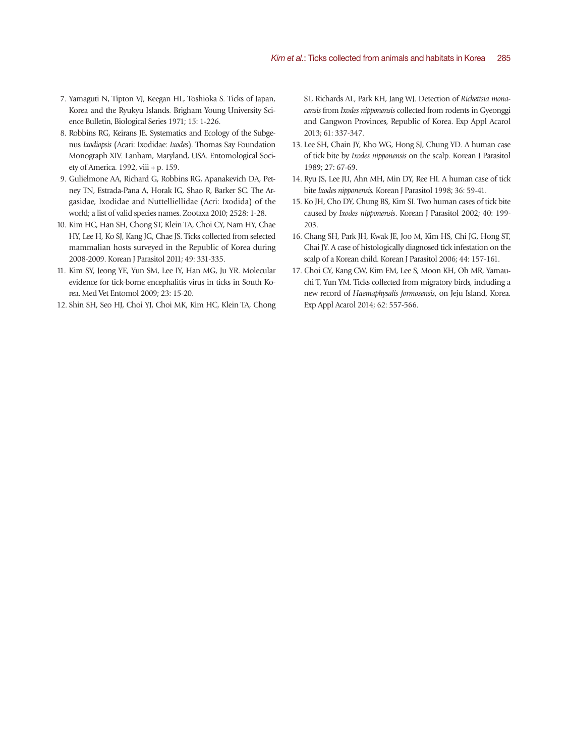7. Yamaguti N, Tipton VJ, Keegan HL, Toshioka S. Ticks of Japan, Korea and the Ryukyu Islands. Brigham Young University Science Bulletin, Biological Series 1971; 15: 1-226.
8. Robbins RG, Keirans JE. Systematics and Ecology of the Subgenus *Ixodiopsis* (Acari: Ixodidae: *Ixodes*). Thomas Say Foundation Monograph XIV. Lanham, Maryland, USA. Entomological Society of America. 1992, viii + p. 159.
9. Gulielmone AA, Richard G, Robbins RG, Apanakevich DA, Petney TN, Estrada-Pana A, Horak IG, Shao R, Barker SC. The Argasidae, Ixodidae and Nuttelliellidae (Acri: Ixodida) of the world; a list of valid species names. Zootaxa 2010; 2528: 1-28.
10. Kim HC, Han SH, Chong ST, Klein TA, Choi CY, Nam HY, Chae HY, Lee H, Ko SJ, Kang JG, Chae JS. Ticks collected from selected mammalian hosts surveyed in the Republic of Korea during 2008-2009. Korean J Parasitol 2011; 49: 331-335.
11. Kim SY, Jeong YE, Yun SM, Lee IY, Han MG, Ju YR. Molecular evidence for tick-borne encephalitis virus in ticks in South Korea. Med Vet Entomol 2009; 23: 15-20.
12. Shin SH, Seo HJ, Choi YJ, Choi MK, Kim HC, Klein TA, Chong ST, Richards AL, Park KH, Jang WJ. Detection of *Rickettsia monacensis* from *Ixodes nipponensis* collected from rodents in Gyeonggi and Gangwon Provinces, Republic of Korea. Exp Appl Acarol 2013; 61: 337-347.
13. Lee SH, Chain JY, Kho WG, Hong SJ, Chung YD. A human case of tick bite by *Ixodes nipponensis* on the scalp. Korean J Parasitol 1989; 27: 67-69.
14. Ryu JS, Lee JU, Ahn MH, Min DY, Ree HI. A human case of tick bite *Ixodes nipponensis.* Korean J Parasitol 1998; 36: 59-41.
15. Ko JH, Cho DY, Chung BS, Kim SI. Two human cases of tick bite caused by *Ixodes nipponensis*. Korean J Parasitol 2002; 40: 199-203.
16. Chang SH, Park JH, Kwak JE, Joo M, Kim HS, Chi JG, Hong ST, Chai JY. A case of histologically diagnosed tick infestation on the scalp of a Korean child. Korean J Parasitol 2006; 44: 157-161.
17. Choi CY, Kang CW, Kim EM, Lee S, Moon KH, Oh MR, Yamauchi T, Yun YM. Ticks collected from migratory birds, including a new record of *Haemaphysalis formosensis*, on Jeju Island, Korea. Exp Appl Acarol 2014; 62: 557-566.